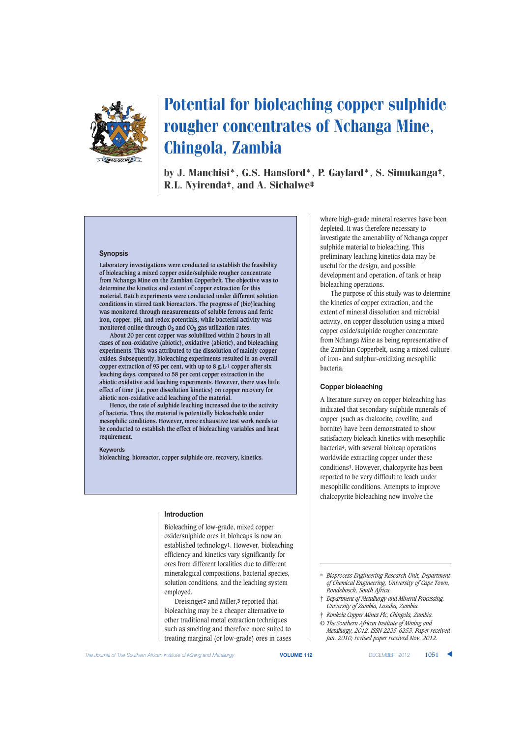# Potential for bioleaching copper sulphide rougher concentrates of Nchanga Mine, Chingola, Zambia

by J. Manchisi*, G.S. Hansford*, P. Gaylard*, S. Simukanga†, R.L. Nyirenda†, and A. Sichalwe‡

## Synopsis

Laboratory investigations were conducted to establish the feasibility of bioleaching a mixed copper oxide/sulphide rougher concentrate from Nchanga Mine on the Zambian Copperbelt. The objective was to determine the kinetics and extent of copper extraction for this material. Batch experiments were conducted under different solution conditions in stirred tank bioreactors. The progress of (bio)leaching was monitored through measurements of soluble ferrous and ferric iron, copper, pH, and redox potentials, while bacterial activity was monitored online through $O_2$ and $CO_2$ gas utilization rates.

About 20 per cent copper was solubilized within 2 hours in all cases of non-oxidative (abiotic), oxidative (abiotic), and bioleaching experiments. This was attributed to the dissolution of mainly copper oxides. Subsequently, bioleaching experiments resulted in an overall copper extraction of 93 per cent, with up to 8 $g.L^{-1}$ copper after six leaching days, compared to 58 per cent copper extraction in the abiotic oxidative acid leaching experiments. However, there was little effect of time (i.e. poor dissolution kinetics) on copper recovery for abiotic non-oxidative acid leaching of the material.

Hence, the rate of sulphide leaching increased due to the activity of bacteria. Thus, the material is potentially bioleachable under mesophilic conditions. However, more exhaustive test work needs to be conducted to establish the effect of bioleaching variables and heat requirement.

**Keywords**

bioleaching, bioreactor, copper sulphide ore, recovery, kinetics.

## Introduction

Bioleaching of low-grade, mixed copper oxide/sulphide ores in bioheaps is now an established technology[1]. However, bioleaching efficiency and kinetics vary significantly for ores from different localities due to different mineralogical compositions, bacterial species, solution conditions, and the leaching system employed.

Dreisinger[2] and Miller,[3] reported that bioleaching may be a cheaper alternative to other traditional metal extraction techniques such as smelting and therefore more suited to treating marginal (or low-grade) ores in cases where high-grade mineral reserves have been depleted. It was therefore necessary to investigate the amenability of Nchanga copper sulphide material to bioleaching. This preliminary leaching kinetics data may be useful for the design, and possible development and operation, of tank or heap bioleaching operations.

The purpose of this study was to determine the kinetics of copper extraction, and the extent of mineral dissolution and microbial activity, on copper dissolution using a mixed copper oxide/sulphide rougher concentrate from Nchanga Mine as being representative of the Zambian Copperbelt, using a mixed culture of iron- and sulphur-oxidizing mesophilic bacteria.

## Copper bioleaching

A literature survey on copper bioleaching has indicated that secondary sulphide minerals of copper (such as chalcocite, covellite, and bornite) have been demonstrated to show satisfactory bioleach kinetics with mesophilic bacteria[4], with several bioheap operations worldwide extracting copper under these conditions[1]. However, chalcopyrite has been reported to be very difficult to leach under mesophilic conditions. Attempts to improve chalcopyrite bioleaching now involve the

\* *Bioprocess Engineering Research Unit, Department of Chemical Engineering, University of Cape Town, Rondebosch, South Africa.*

† *Department of Metallurgy and Mineral Processing, University of Zambia, Lusaka, Zambia.*

‡ *Konkola Copper Mines Plc, Chingola, Zambia.*

© *The Southern African Institute of Mining and Metallurgy, 2012. ISSN 2225-6253. Paper received Jun. 2010; revised paper received Nov. 2012.*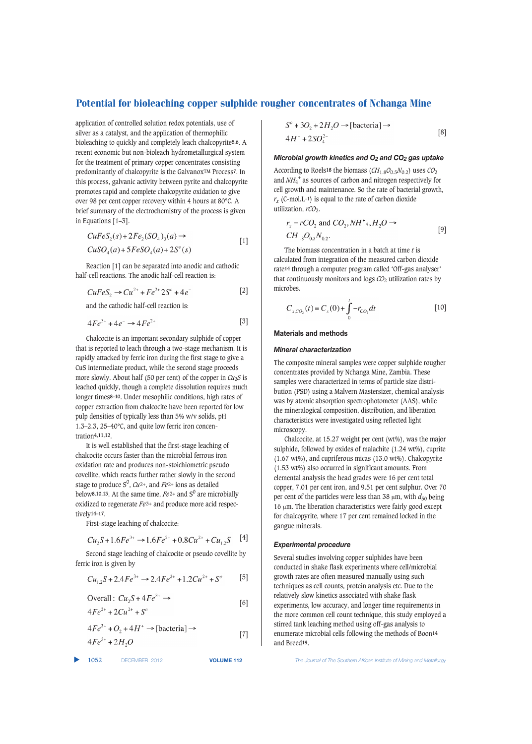application of controlled solution redox potentials, use of silver as a catalyst, and the application of thermophilic bioleaching to quickly and completely leach chalcopyrite[5,6]. A recent economic but non-bioleach hydrometallurgical system for the treatment of primary copper concentrates consisting predominantly of chalcopyrite is the Galvanox™ Process[7]. In this process, galvanic activity between pyrite and chalcopyrite promotes rapid and complete chalcopyrite oxidation to give over 98 per cent copper recovery within 4 hours at 80°C. A brief summary of the electrochemistry of the process is given in Equations [1–3].

$$CuFeS_2(s) + 2Fe_2(SO_4)_3(a) \rightarrow CuSO_4(a) + 5FeSO_4(a) + 2S^o(s) \quad [1]$$

Reaction [1] can be separated into anodic and cathodic half-cell reactions. The anodic half-cell reaction is:

$$CuFeS_2 \rightarrow Cu^{2+} + Fe^{2+} 2S^o + 4e^- \quad [2]$$

and the cathodic half-cell reaction is:

$$4Fe^{3+} + 4e^- \rightarrow 4Fe^{2+} \quad [3]$$

Chalcocite is an important secondary sulphide of copper that is reported to leach through a two-stage mechanism. It is rapidly attacked by ferric iron during the first stage to give a CuS intermediate product, while the second stage proceeds more slowly. About half (50 per cent) of the copper in $Cu_2S$ is leached quickly, though a complete dissolution requires much longer times[8–10]. Under mesophilic conditions, high rates of copper extraction from chalcocite have been reported for low pulp densities of typically less than 5% w/v solids, pH 1.3–2.3, 25–40°C, and quite low ferric iron concentration[4,11,12].

It is well established that the first-stage leaching of chalcocite occurs faster than the microbial ferrous iron oxidation rate and produces non-stoichiometric pseudo covellite, which reacts further rather slowly in the second stage to produce $S^0$, $Cu^{2+}$, and $Fe^{2+}$ ions as detailed below[8,10,13]. At the same time, $Fe^{2+}$ and $S^0$ are microbially oxidized to regenerate $Fe^{3+}$ and produce more acid respectively[14–17].

First-stage leaching of chalcocite:

$$Cu_2S + 1.6Fe^{3+} \rightarrow 1.6Fe^{2+} + 0.8Cu^{2+} + Cu_{1.2}S \quad [4]$$

Second stage leaching of chalcocite or pseudo covellite by ferric iron is given by

$$Cu_{1.2}S + 2.4Fe^{3+} \rightarrow 2.4Fe^{2+} + 1.2Cu^{2+} + S^o \quad [5]$$

$$\text{Overall: } Cu_2S + 4Fe^{3+} \rightarrow 4Fe^{2+} + 2Cu^{2+} + S^o \quad [6]$$

$$4Fe^{2+} + O_2 + 4H^+ \rightarrow [\text{bacteria}] \rightarrow 4Fe^{3+} + 2H_2O \quad [7]$$

$$S^o + 3O_2 + 2H_2O \rightarrow [\text{bacteria}] \rightarrow 4H^+ + 2SO_4^{2-} \quad [8]$$

### Microbial growth kinetics and $O_2$ and $CO_2$ gas uptake

According to Roels[18] the biomass ($CH_{1.8}O_{0.5}N_{0.2}$) uses $CO_2$ and $NH_4^+$ as sources of carbon and nitrogen respectively for cell growth and maintenance. So the rate of bacterial growth, $r_x$ (C-mol.L$^{-1}$) is equal to the rate of carbon dioxide utilization, $rCO_2$.

$$r_x = rCO_2 \text{ and } CO_2, NH^+{}_4, H_2O \rightarrow CH_{1.8}O_{0.5}N_{0.2}. \quad [9]$$

The biomass concentration in a batch at time $t$ is calculated from integration of the measured carbon dioxide rate[14] through a computer program called 'Off-gas analyser' that continuously monitors and logs $CO_2$ utilization rates by microbes.

$$C_{x,CO_2}(t) = C_x(0) + \int_0^t -r_{CO_2}\,dt \quad [10]$$

## Materials and methods

### Mineral characterization

The composite mineral samples were copper sulphide rougher concentrates provided by Nchanga Mine, Zambia. These samples were characterized in terms of particle size distribution (PSD) using a Malvern Mastersizer, chemical analysis was by atomic absorption spectrophotometer (AAS), while the mineralogical composition, distribution, and liberation characteristics were investigated using reflected light microscopy.

Chalcocite, at 15.27 weight per cent (wt%), was the major sulphide, followed by oxides of malachite (1.24 wt%), cuprite (1.67 wt%), and cupriferous micas (13.0 wt%). Chalcopyrite (1.53 wt%) also occurred in significant amounts. From elemental analysis the head grades were 16 per cent total copper, 7.01 per cent iron, and 9.51 per cent sulphur. Over 70 per cent of the particles were less than 38 μm, with $d_{50}$ being 16 μm. The liberation characteristics were fairly good except for chalcopyrite, where 17 per cent remained locked in the gangue minerals.

### Experimental procedure

Several studies involving copper sulphides have been conducted in shake flask experiments where cell/microbial growth rates are often measured manually using such techniques as cell counts, protein analysis etc. Due to the relatively slow kinetics associated with shake flask experiments, low accuracy, and longer time requirements in the more common cell count technique, this study employed a stirred tank leaching method using off-gas analysis to enumerate microbial cells following the methods of Boon[14] and Breed[19].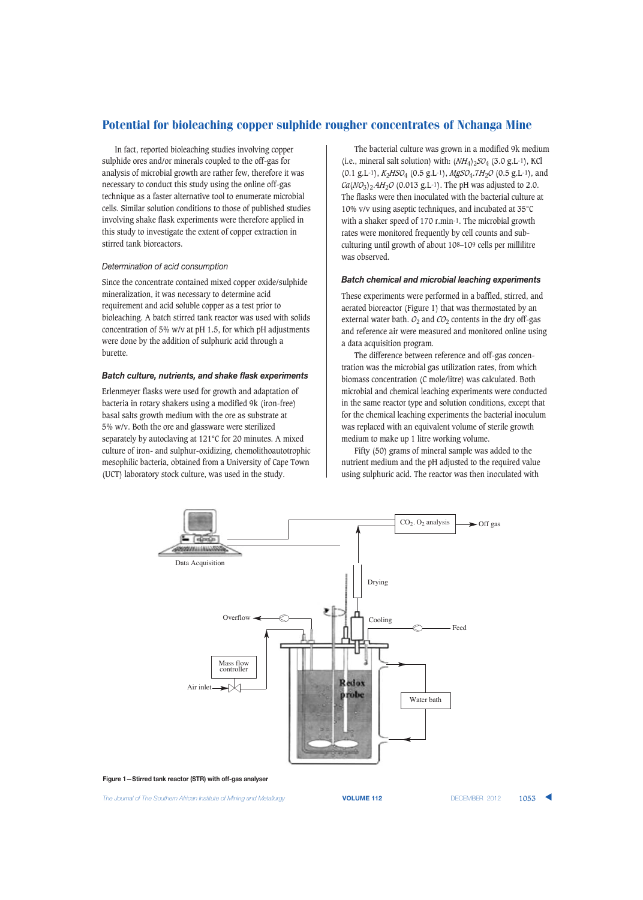In fact, reported bioleaching studies involving copper sulphide ores and/or minerals coupled to the off-gas for analysis of microbial growth are rather few, therefore it was necessary to conduct this study using the online off-gas technique as a faster alternative tool to enumerate microbial cells. Similar solution conditions to those of published studies involving shake flask experiments were therefore applied in this study to investigate the extent of copper extraction in stirred tank bioreactors.

### *Determination of acid consumption*

Since the concentrate contained mixed copper oxide/sulphide mineralization, it was necessary to determine acid requirement and acid soluble copper as a test prior to bioleaching. A batch stirred tank reactor was used with solids concentration of 5% w/v at pH 1.5, for which pH adjustments were done by the addition of sulphuric acid through a burette.

### *Batch culture, nutrients, and shake flask experiments*

Erlenmeyer flasks were used for growth and adaptation of bacteria in rotary shakers using a modified 9k (iron-free) basal salts growth medium with the ore as substrate at 5% w/v. Both the ore and glassware were sterilized separately by autoclaving at 121°C for 20 minutes. A mixed culture of iron- and sulphur-oxidizing, chemolithoautotrophic mesophilic bacteria, obtained from a University of Cape Town (UCT) laboratory stock culture, was used in the study.

The bacterial culture was grown in a modified 9k medium (i.e., mineral salt solution) with: $(NH_4)_2SO_4$ (3.0 g.L-1), KCl (0.1 g.L-1), $K_2HSO_4$ (0.5 g.L-1), $MgSO_4.7H_2O$ (0.5 g.L-1), and $Ca(NO_3)_2.4H_2O$ (0.013 g.L-1). The pH was adjusted to 2.0. The flasks were then inoculated with the bacterial culture at 10% v/v using aseptic techniques, and incubated at 35°C with a shaker speed of 170 r.min-1. The microbial growth rates were monitored frequently by cell counts and sub-culturing until growth of about $10^8$–$10^9$ cells per millilitre was observed.

### *Batch chemical and microbial leaching experiments*

These experiments were performed in a baffled, stirred, and aerated bioreactor (Figure 1) that was thermostated by an external water bath. $O_2$ and $CO_2$ contents in the dry off-gas and reference air were measured and monitored online using a data acquisition program.

The difference between reference and off-gas concentration was the microbial gas utilization rates, from which biomass concentration (C mole/litre) was calculated. Both microbial and chemical leaching experiments were conducted in the same reactor type and solution conditions, except that for the chemical leaching experiments the bacterial inoculum was replaced with an equivalent volume of sterile growth medium to make up 1 litre working volume.

Fifty (50) grams of mineral sample was added to the nutrient medium and the pH adjusted to the required value using sulphuric acid. The reactor was then inoculated with

**Figure 1—Stirred tank reactor (STR) with off-gas analyser**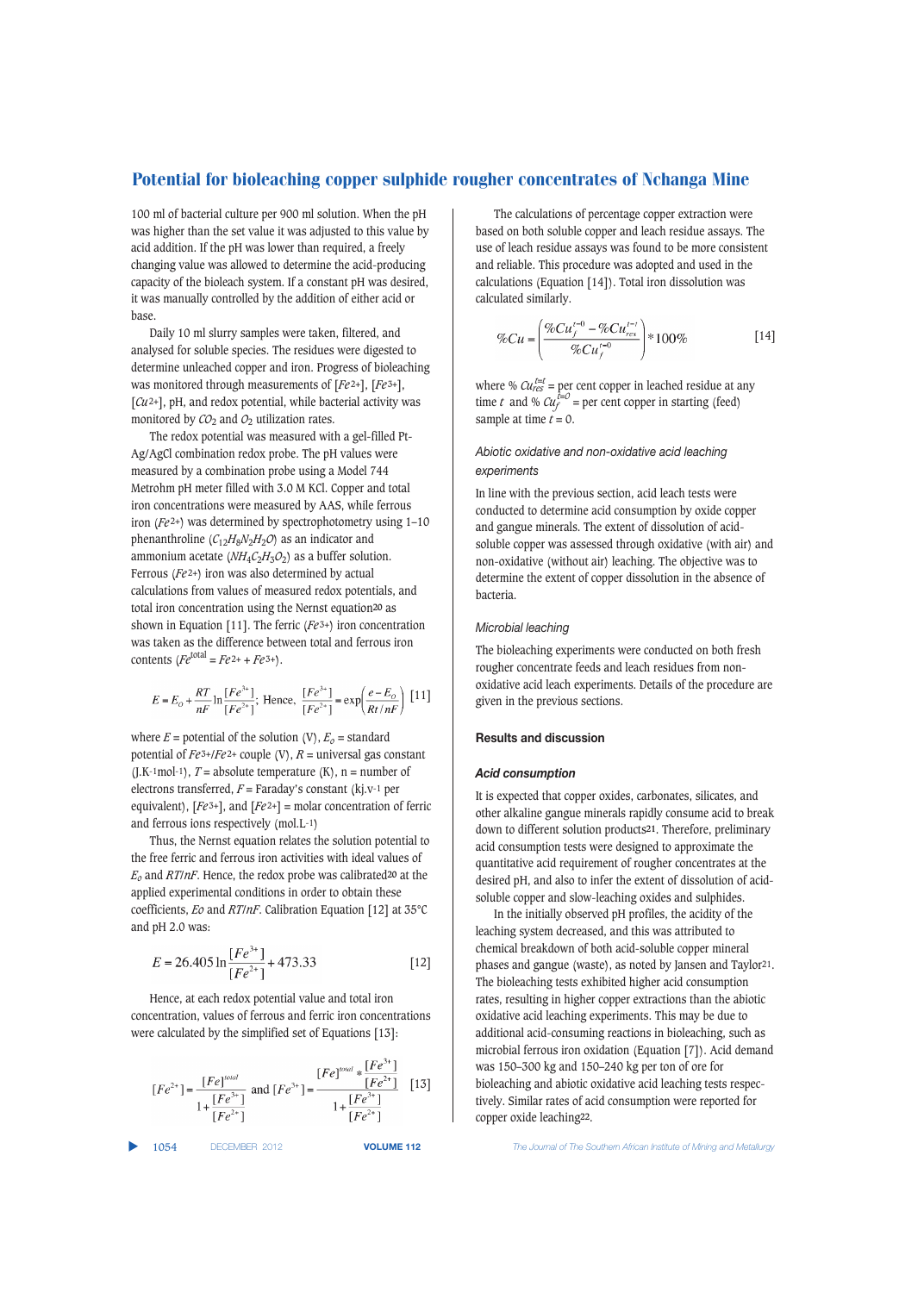100 ml of bacterial culture per 900 ml solution. When the pH was higher than the set value it was adjusted to this value by acid addition. If the pH was lower than required, a freely changing value was allowed to determine the acid-producing capacity of the bioleach system. If a constant pH was desired, it was manually controlled by the addition of either acid or base.

Daily 10 ml slurry samples were taken, filtered, and analysed for soluble species. The residues were digested to determine unleached copper and iron. Progress of bioleaching was monitored through measurements of $[Fe^{2+}]$, $[Fe^{3+}]$, $[Cu^{2+}]$, pH, and redox potential, while bacterial activity was monitored by $CO_2$ and $O_2$ utilization rates.

The redox potential was measured with a gel-filled Pt-Ag/AgCl combination redox probe. The pH values were measured by a combination probe using a Model 744 Metrohm pH meter filled with 3.0 M KCl. Copper and total iron concentrations were measured by AAS, while ferrous iron $(Fe^{2+})$ was determined by spectrophotometry using 1–10 phenanthroline $(C_{12}H_8N_2H_2O)$ as an indicator and ammonium acetate $(NH_4C_2H_3O_2)$ as a buffer solution. Ferrous $(Fe^{2+})$ iron was also determined by actual calculations from values of measured redox potentials, and total iron concentration using the Nernst equation[20] as shown in Equation [11]. The ferric $(Fe^{3+})$ iron concentration was taken as the difference between total and ferrous iron contents $(Fe^{total} = Fe^{2+} + Fe^{3+})$.

$$E = E_O + \frac{RT}{nF}\ln\frac{[Fe^{3+}]}{[Fe^{2+}]};\ \text{Hence,}\ \frac{[Fe^{3+}]}{[Fe^{2+}]} = \exp\left(\frac{e - E_O}{Rt/nF}\right) \quad [11]$$

where $E$ = potential of the solution (V), $E_o$ = standard potential of $Fe^{3+}/Fe^{2+}$ couple (V), $R$ = universal gas constant (J.K-1mol-1), $T$ = absolute temperature (K), n = number of electrons transferred, $F$ = Faraday's constant (kj.v-1 per equivalent), $[Fe^{3+}]$, and $[Fe^{2+}]$ = molar concentration of ferric and ferrous ions respectively (mol.L-1)

Thus, the Nernst equation relates the solution potential to the free ferric and ferrous iron activities with ideal values of $E_o$ and $RT/nF$. Hence, the redox probe was calibrated[20] at the applied experimental conditions in order to obtain these coefficients, $Eo$ and $RT/nF$. Calibration Equation [12] at 35°C and pH 2.0 was:

$$E = 26.405\ln\frac{[Fe^{3+}]}{[Fe^{2+}]} + 473.33 \quad [12]$$

Hence, at each redox potential value and total iron concentration, values of ferrous and ferric iron concentrations were calculated by the simplified set of Equations [13]:

$$[Fe^{2+}] = \frac{[Fe]^{total}}{1+\frac{[Fe^{3+}]}{[Fe^{2+}]}}\ \text{and}\ [Fe^{3+}] = \frac{[Fe]^{total} * \frac{[Fe^{3+}]}{[Fe^{2+}]}}{1+\frac{[Fe^{3+}]}{[Fe^{2+}]}} \quad [13]$$

The calculations of percentage copper extraction were based on both soluble copper and leach residue assays. The use of leach residue assays was found to be more consistent and reliable. This procedure was adopted and used in the calculations (Equation [14]). Total iron dissolution was calculated similarly.

$$\%Cu = \left(\frac{\%Cu_f^{t=0} - \%Cu_{res}^{t=t}}{\%Cu_f^{t=0}}\right) * 100\% \quad [14]$$

where % $Cu_{res}^{t=t}$ = per cent copper in leached residue at any time $t$ and % $Cu_f^{t=0}$ = per cent copper in starting (feed) sample at time $t$ = 0.

### *Abiotic oxidative and non-oxidative acid leaching experiments*

In line with the previous section, acid leach tests were conducted to determine acid consumption by oxide copper and gangue minerals. The extent of dissolution of acid-soluble copper was assessed through oxidative (with air) and non-oxidative (without air) leaching. The objective was to determine the extent of copper dissolution in the absence of bacteria.

### *Microbial leaching*

The bioleaching experiments were conducted on both fresh rougher concentrate feeds and leach residues from non-oxidative acid leach experiments. Details of the procedure are given in the previous sections.

## Results and discussion

### *Acid consumption*

It is expected that copper oxides, carbonates, silicates, and other alkaline gangue minerals rapidly consume acid to break down to different solution products[21]. Therefore, preliminary acid consumption tests were designed to approximate the quantitative acid requirement of rougher concentrates at the desired pH, and also to infer the extent of dissolution of acid-soluble copper and slow-leaching oxides and sulphides.

In the initially observed pH profiles, the acidity of the leaching system decreased, and this was attributed to chemical breakdown of both acid-soluble copper mineral phases and gangue (waste), as noted by Jansen and Taylor[21]. The bioleaching tests exhibited higher acid consumption rates, resulting in higher copper extractions than the abiotic oxidative acid leaching experiments. This may be due to additional acid-consuming reactions in bioleaching, such as microbial ferrous iron oxidation (Equation [7]). Acid demand was 150–300 kg and 150–240 kg per ton of ore for bioleaching and abiotic oxidative acid leaching tests respectively. Similar rates of acid consumption were reported for copper oxide leaching[22].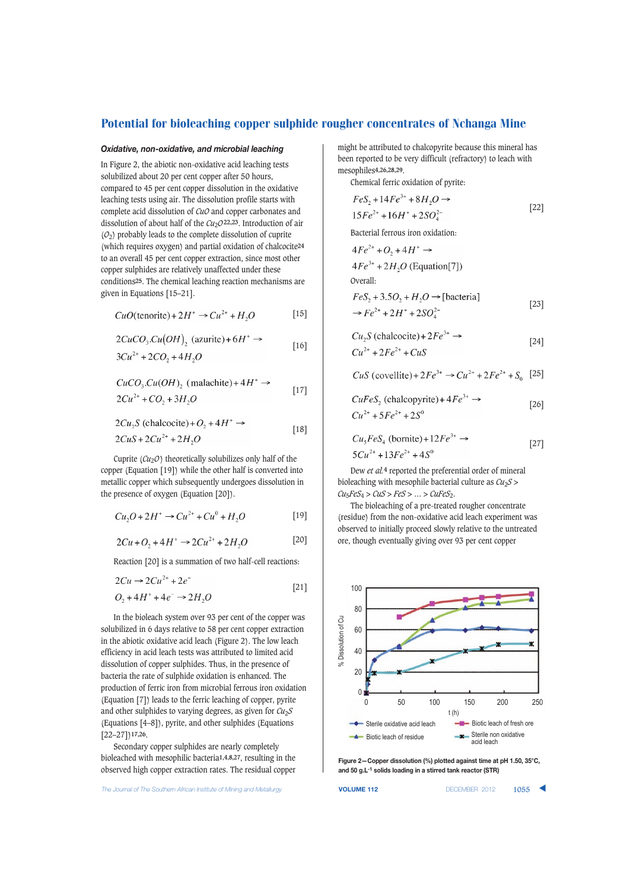# Potential for bioleaching copper sulphide rougher concentrates of Nchanga Mine

### *Oxidative, non-oxidative, and microbial leaching*

In Figure 2, the abiotic non-oxidative acid leaching tests solubilized about 20 per cent copper after 50 hours, compared to 45 per cent copper dissolution in the oxidative leaching tests using air. The dissolution profile starts with complete acid dissolution of $CuO$ and copper carbonates and dissolution of about half of the $Cu_2O$[22,23]. Introduction of air ($O_2$) probably leads to the complete dissolution of cuprite (which requires oxygen) and partial oxidation of chalcocite[24] to an overall 45 per cent copper extraction, since most other copper sulphides are relatively unaffected under these conditions[25]. The chemical leaching reaction mechanisms are given in Equations [15–21].

$$CuO(\text{tenorite}) + 2H^+ \rightarrow Cu^{2+} + H_2O \quad [15]$$

$$2CuCO_3.Cu(OH)_2 \ (\text{azurite}) + 6H^+ \rightarrow 3Cu^{2+} + 2CO_2 + 4H_2O \quad [16]$$

$$CuCO_3.Cu(OH)_2 \ (\text{malachite}) + 4H^+ \rightarrow 2Cu^{2+} + CO_2 + 3H_2O \quad [17]$$

$$2Cu_2S \ (\text{chalcocite}) + O_2 + 4H^+ \rightarrow 2CuS + 2Cu^{2+} + 2H_2O \quad [18]$$

Cuprite ($Cu_2O$) theoretically solubilizes only half of the copper (Equation [19]) while the other half is converted into metallic copper which subsequently undergoes dissolution in the presence of oxygen (Equation [20]).

$$Cu_2O + 2H^+ \rightarrow Cu^{2+} + Cu^0 + H_2O \quad [19]$$

$$2Cu + O_2 + 4H^+ \rightarrow 2Cu^{2+} + 2H_2O \quad [20]$$

Reaction [20] is a summation of two half-cell reactions:

$$2Cu \rightarrow 2Cu^{2+} + 2e^-$$
$$O_2 + 4H^+ + 4e^- \rightarrow 2H_2O \quad [21]$$

In the bioleach system over 93 per cent of the copper was solubilized in 6 days relative to 58 per cent copper extraction in the abiotic oxidative acid leach (Figure 2). The low leach efficiency in acid leach tests was attributed to limited acid dissolution of copper sulphides. Thus, in the presence of bacteria the rate of sulphide oxidation is enhanced. The production of ferric iron from microbial ferrous iron oxidation (Equation [7]) leads to the ferric leaching of copper, pyrite and other sulphides to varying degrees, as given for $Cu_2S$ (Equations [4–8]), pyrite, and other sulphides (Equations [22–27])[17,26].

Secondary copper sulphides are nearly completely bioleached with mesophilic bacteria[1,4,8,27], resulting in the observed high copper extraction rates. The residual copper might be attributed to chalcopyrite because this mineral has been reported to be very difficult (refractory) to leach with mesophiles[4,26,28,29].

Chemical ferric oxidation of pyrite:

$$FeS_2 + 14Fe^{3+} + 8H_2O \rightarrow 15Fe^{2+} + 16H^+ + 2SO_4^{2-} \quad [22]$$

Bacterial ferrous iron oxidation:

$$4Fe^{2+} + O_2 + 4H^+ \rightarrow 4Fe^{3+} + 2H_2O \ (\text{Equation}[7])$$

Overall:

$$FeS_2 + 3.5O_2 + H_2O \rightarrow [\text{bacteria}] \rightarrow Fe^{2+} + 2H^+ + 2SO_4^{2-} \quad [23]$$

$$Cu_2S \ (\text{chalcocite}) + 2Fe^{3+} \rightarrow Cu^{2+} + 2Fe^{2+} + CuS \quad [24]$$

$$CuS \ (\text{covellite}) + 2Fe^{3+} \rightarrow Cu^{2+} + 2Fe^{2+} + S_0 \quad [25]$$

$$CuFeS_2 \ (\text{chalcopyrite}) + 4Fe^{3+} \rightarrow Cu^{2+} + 5Fe^{2+} + 2S^0 \quad [26]$$

$$Cu_5FeS_4 \ (\text{bornite}) + 12Fe^{3+} \rightarrow 5Cu^{2+} + 13Fe^{2+} + 4S^0 \quad [27]$$

Dew *et al.*[4] reported the preferential order of mineral bioleaching with mesophile bacterial culture as $Cu_2S > Cu_5FeS_4 > CuS > FeS > \ldots > CuFeS_2$.

The bioleaching of a pre-treated rougher concentrate (residue) from the non-oxidative acid leach experiment was observed to initially proceed slowly relative to the untreated ore, though eventually giving over 93 per cent copper

**Figure 2—Copper dissolution (%) plotted against time at pH 1.50, 35°C, and 50 g.L$^{-1}$ solids loading in a stirred tank reactor (STR)**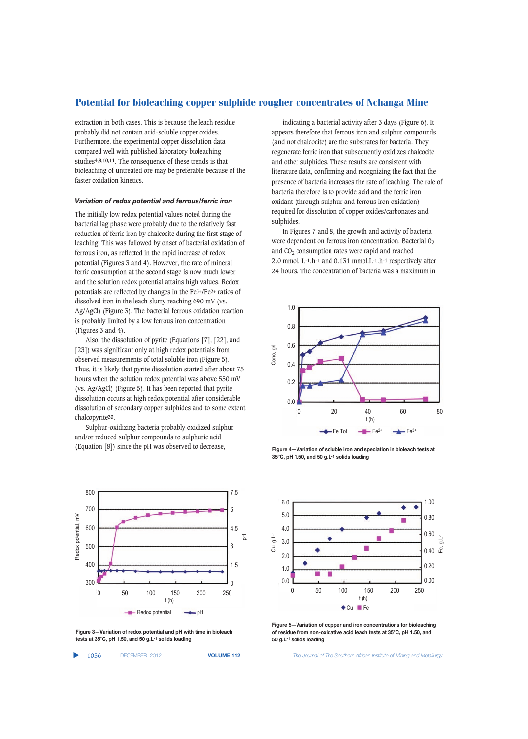extraction in both cases. This is because the leach residue probably did not contain acid-soluble copper oxides. Furthermore, the experimental copper dissolution data compared well with published laboratory bioleaching studies[4,8,10,11]. The consequence of these trends is that bioleaching of untreated ore may be preferable because of the faster oxidation kinetics.

### *Variation of redox potential and ferrous/ferric iron*

The initially low redox potential values noted during the bacterial lag phase were probably due to the relatively fast reduction of ferric iron by chalcocite during the first stage of leaching. This was followed by onset of bacterial oxidation of ferrous iron, as reflected in the rapid increase of redox potential (Figures 3 and 4). However, the rate of mineral ferric consumption at the second stage is now much lower and the solution redox potential attains high values. Redox potentials are reflected by changes in the $Fe^{3+}/Fe^{2+}$ ratios of dissolved iron in the leach slurry reaching 690 mV (vs. Ag/AgCl) (Figure 3). The bacterial ferrous oxidation reaction is probably limited by a low ferrous concentration (Figures 3 and 4).

Also, the dissolution of pyrite (Equations [7], [22], and [23]) was significant only at high redox potentials from observed measurements of total soluble iron (Figure 5). Thus, it is likely that pyrite dissolution started after about 75 hours when the solution redox potential was above 550 mV (vs. Ag/AgCl) (Figure 5). It has been reported that pyrite dissolution occurs at high redox potential after considerable dissolution of secondary copper sulphides and to some extent chalcopyrite[30].

Sulphur-oxidizing bacteria probably oxidized sulphur and/or reduced sulphur compounds to sulphuric acid (Equation [8]) since the pH was observed to decrease, indicating a bacterial activity after 3 days (Figure 6). It appears therefore that ferrous iron and sulphur compounds (and not chalcocite) are the substrates for bacteria. They regenerate ferric iron that subsequently oxidizes chalcocite and other sulphides. These results are consistent with literature data, confirming and recognizing the fact that the presence of bacteria increases the rate of leaching. The role of bacteria therefore is to provide acid and the ferric iron oxidant (through sulphur and ferrous iron oxidation) required for dissolution of copper oxides/carbonates and sulphides.

In Figures 7 and 8, the growth and activity of bacteria were dependent on ferrous iron concentration. Bacterial $O_2$ and $CO_2$ consumption rates were rapid and reached 2.0 mmol. $L^{-1}.h^{-1}$ and 0.131 mmol.$L^{-1}.h^{-1}$ respectively after 24 hours. The concentration of bacteria was a maximum in

Figure 3—Variation of redox potential and pH with time in bioleach tests at 35°C, pH 1.50, and 50 g.$L^{-1}$ solids loading

Figure 4—Variation of soluble iron and speciation in bioleach tests at 35°C, pH 1.50, and 50 g.$L^{-1}$ solids loading

Figure 5—Variation of copper and iron concentrations for bioleaching of residue from non-oxidative acid leach tests at 35°C, pH 1.50, and 50 g.$L^{-1}$ solids loading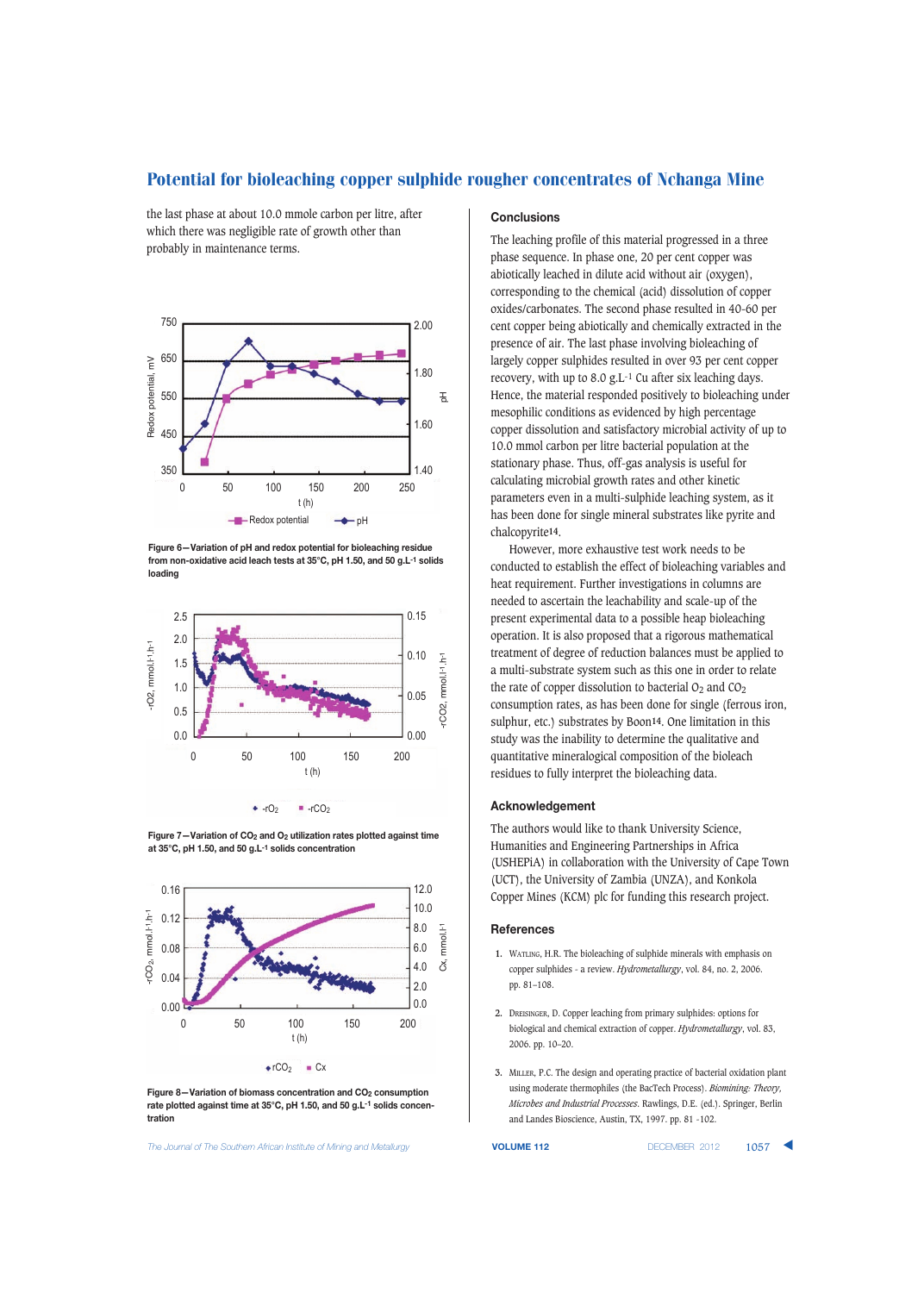the last phase at about 10.0 mmole carbon per litre, after which there was negligible rate of growth other than probably in maintenance terms.

Figure 6—Variation of pH and redox potential for bioleaching residue from non-oxidative acid leach tests at 35°C, pH 1.50, and 50 g.L$^{-1}$ solids loading

Figure 7—Variation of $CO_2$ and $O_2$ utilization rates plotted against time at 35°C, pH 1.50, and 50 g.L$^{-1}$ solids concentration

Figure 8—Variation of biomass concentration and $CO_2$ consumption rate plotted against time at 35°C, pH 1.50, and 50 g.L$^{-1}$ solids concentration

## Conclusions

The leaching profile of this material progressed in a three phase sequence. In phase one, 20 per cent copper was abiotically leached in dilute acid without air (oxygen), corresponding to the chemical (acid) dissolution of copper oxides/carbonates. The second phase resulted in 40-60 per cent copper being abiotically and chemically extracted in the presence of air. The last phase involving bioleaching of largely copper sulphides resulted in over 93 per cent copper recovery, with up to 8.0 g.L$^{-1}$ Cu after six leaching days. Hence, the material responded positively to bioleaching under mesophilic conditions as evidenced by high percentage copper dissolution and satisfactory microbial activity of up to 10.0 mmol carbon per litre bacterial population at the stationary phase. Thus, off-gas analysis is useful for calculating microbial growth rates and other kinetic parameters even in a multi-sulphide leaching system, as it has been done for single mineral substrates like pyrite and chalcopyrite[14].

However, more exhaustive test work needs to be conducted to establish the effect of bioleaching variables and heat requirement. Further investigations in columns are needed to ascertain the leachability and scale-up of the present experimental data to a possible heap bioleaching operation. It is also proposed that a rigorous mathematical treatment of degree of reduction balances must be applied to a multi-substrate system such as this one in order to relate the rate of copper dissolution to bacterial $O_2$ and $CO_2$ consumption rates, as has been done for single (ferrous iron, sulphur, etc.) substrates by Boon[14]. One limitation in this study was the inability to determine the qualitative and quantitative mineralogical composition of the bioleach residues to fully interpret the bioleaching data.

## Acknowledgement

The authors would like to thank University Science, Humanities and Engineering Partnerships in Africa (USHEPiA) in collaboration with the University of Cape Town (UCT), the University of Zambia (UNZA), and Konkola Copper Mines (KCM) plc for funding this research project.

## References

1. Watling, H.R. The bioleaching of sulphide minerals with emphasis on copper sulphides - a review. *Hydrometallurgy*, vol. 84, no. 2, 2006. pp. 81–108.

2. Dreisinger, D. Copper leaching from primary sulphides: options for biological and chemical extraction of copper. *Hydrometallurgy*, vol. 83, 2006. pp. 10–20.

3. Miller, P.C. The design and operating practice of bacterial oxidation plant using moderate thermophiles (the BacTech Process). *Biomining: Theory, Microbes and Industrial Processes*. Rawlings, D.E. (ed.). Springer, Berlin and Landes Bioscience, Austin, TX, 1997. pp. 81 -102.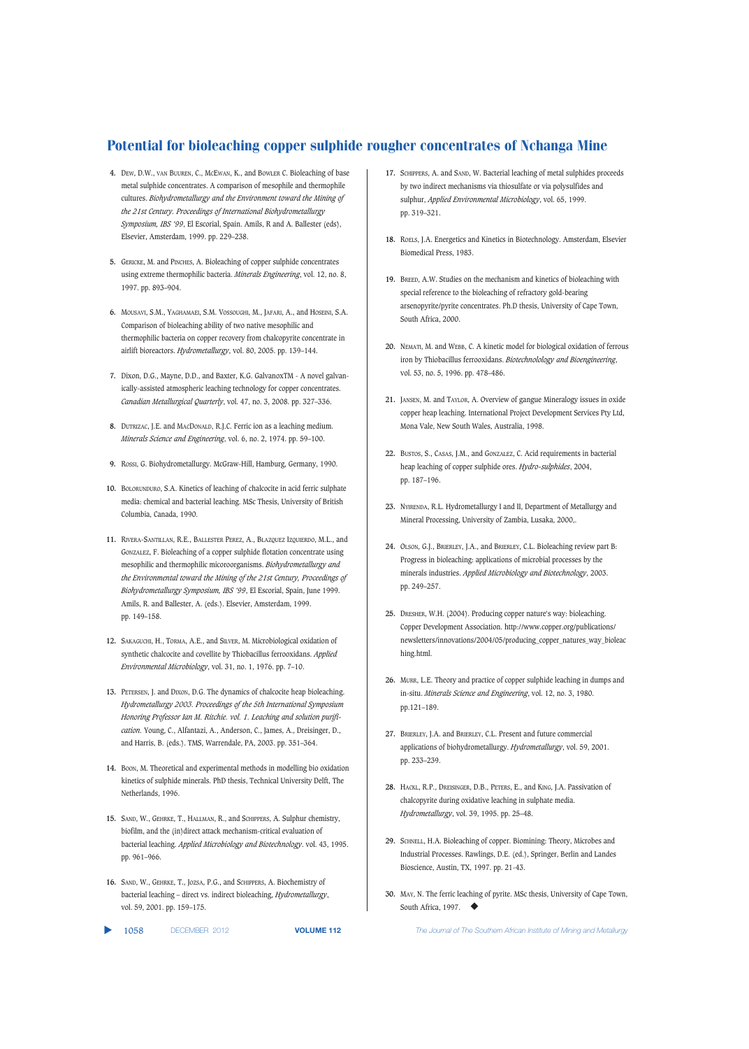4. Dew, D.W., van Buuren, C., McEwan, K., and Bowler C. Bioleaching of base metal sulphide concentrates. A comparison of mesophile and thermophile cultures. *Biohydrometallurgy and the Environment toward the Mining of the 21st Century. Proceedings of International Biohydrometallurgy Symposium, IBS '99*, El Escorial, Spain. Amils, R and A. Ballester (eds), Elsevier, Amsterdam, 1999. pp. 229–238.

5. Gericke, M. and Pinches, A. Bioleaching of copper sulphide concentrates using extreme thermophilic bacteria. *Minerals Engineering*, vol. 12, no. 8, 1997. pp. 893–904.

6. Mousavi, S.M., Yaghamaei, S.M. Vossoughi, M., Jafari, A., and Hoseini, S.A. Comparison of bioleaching ability of two native mesophilic and thermophilic bacteria on copper recovery from chalcopyrite concentrate in airlift bioreactors. *Hydrometallurgy*, vol. 80, 2005. pp. 139–144.

7. Dixon, D.G., Mayne, D.D., and Baxter, K.G. GalvanoxTM - A novel galvanically-assisted atmospheric leaching technology for copper concentrates. *Canadian Metallurgical Quarterly*, vol. 47, no. 3, 2008. pp. 327–336.

8. Dutrizac, J.E. and MacDonald, R.J.C. Ferric ion as a leaching medium. *Minerals Science and Engineering*, vol. 6, no. 2, 1974. pp. 59–100.

9. Rossi, G. Biohydrometallurgy. McGraw-Hill, Hamburg, Germany, 1990.

10. Bolorunduro, S.A. Kinetics of leaching of chalcocite in acid ferric sulphate media: chemical and bacterial leaching. MSc Thesis, University of British Columbia, Canada, 1990.

11. Rivera-Santillan, R.E., Ballester Perez, A., Blazquez Izquierdo, M.L., and Gonzalez, F. Bioleaching of a copper sulphide flotation concentrate using mesophilic and thermophilic microorganisms. *Biohydrometallurgy and the Environmental toward the Mining of the 21st Century, Proceedings of Biohydrometallurgy Symposium, IBS '99*, El Escorial, Spain, June 1999. Amils, R. and Ballester, A. (eds.). Elsevier, Amsterdam, 1999. pp. 149–158.

12. Sakaguchi, H., Torma, A.E., and Silver, M. Microbiological oxidation of synthetic chalcocite and covellite by Thiobacillus ferrooxidans. *Applied Environmental Microbiology*, vol. 31, no. 1, 1976. pp. 7–10.

13. Petersen, J. and Dixon, D.G. The dynamics of chalcocite heap bioleaching. *Hydrometallurgy 2003. Proceedings of the 5th International Symposium Honoring Professor Ian M. Ritchie. vol. 1. Leaching and solution purification.* Young, C., Alfantazi, A., Anderson, C., James, A., Dreisinger, D., and Harris, B. (eds.). TMS, Warrendale, PA, 2003. pp. 351–364.

14. Boon, M. Theoretical and experimental methods in modelling bio oxidation kinetics of sulphide minerals. PhD thesis, Technical University Delft, The Netherlands, 1996.

15. Sand, W., Gehrke, T., Hallman, R., and Schippers, A. Sulphur chemistry, biofilm, and the (in)direct attack mechanism-critical evaluation of bacterial leaching. *Applied Microbiology and Biotechnology*. vol. 43, 1995. pp. 961–966.

16. Sand, W., Gehrke, T., Jozsa, P.G., and Schippers, A. Biochemistry of bacterial leaching – direct vs. indirect bioleaching, *Hydrometallurgy*, vol. 59, 2001. pp. 159–175.

17. Schippers, A. and Sand, W. Bacterial leaching of metal sulphides proceeds by two indirect mechanisms via thiosulfate or via polysulfides and sulphur, *Applied Environmental Microbiology*, vol. 65, 1999. pp. 319–321.

18. Roels, J.A. Energetics and Kinetics in Biotechnology. Amsterdam, Elsevier Biomedical Press, 1983.

19. Breed, A.W. Studies on the mechanism and kinetics of bioleaching with special reference to the bioleaching of refractory gold-bearing arsenopyrite/pyrite concentrates. Ph.D thesis, University of Cape Town, South Africa, 2000.

20. Nemati, M. and Webb, C. A kinetic model for biological oxidation of ferrous iron by Thiobacillus ferrooxidans. *Biotechnolology and Bioengineering*, vol. 53, no. 5, 1996. pp. 478–486.

21. Jansen, M. and Taylor, A. Overview of gangue Mineralogy issues in oxide copper heap leaching. International Project Development Services Pty Ltd, Mona Vale, New South Wales, Australia, 1998.

22. Bustos, S., Casas, J.M., and Gonzalez, C. Acid requirements in bacterial heap leaching of copper sulphide ores. *Hydro-sulphides*, 2004, pp. 187–196.

23. Nyirenda, R.L. Hydrometallurgy I and II, Department of Metallurgy and Mineral Processing, University of Zambia, Lusaka, 2000,.

24. Olson, G.J., Brierley, J.A., and Brierley, C.L. Bioleaching review part B: Progress in bioleaching: applications of microbial processes by the minerals industries. *Applied Microbiology and Biotechnology*, 2003. pp. 249–257.

25. Dresher, W.H. (2004). Producing copper nature's way: bioleaching. Copper Development Association. http://www.copper.org/publications/newsletters/innovations/2004/05/producing_copper_natures_way_bioleaching.html.

26. Murr, L.E. Theory and practice of copper sulphide leaching in dumps and in-situ. *Minerals Science and Engineering*, vol. 12, no. 3, 1980. pp.121–189.

27. Brierley, J.A. and Brierley, C.L. Present and future commercial applications of biohydrometallurgy. *Hydrometallurgy*, vol. 59, 2001. pp. 233–239.

28. Hackl, R.P., Dreisinger, D.B., Peters, E., and King, J.A. Passivation of chalcopyrite during oxidative leaching in sulphate media. *Hydrometallurgy*, vol. 39, 1995. pp. 25–48.

29. Schnell, H.A. Bioleaching of copper. Biomining: Theory, Microbes and Industrial Processes. Rawlings, D.E. (ed.), Springer, Berlin and Landes Bioscience, Austin, TX, 1997. pp. 21-43.

30. May, N. The ferric leaching of pyrite. MSc thesis, University of Cape Town, South Africa, 1997. ◆